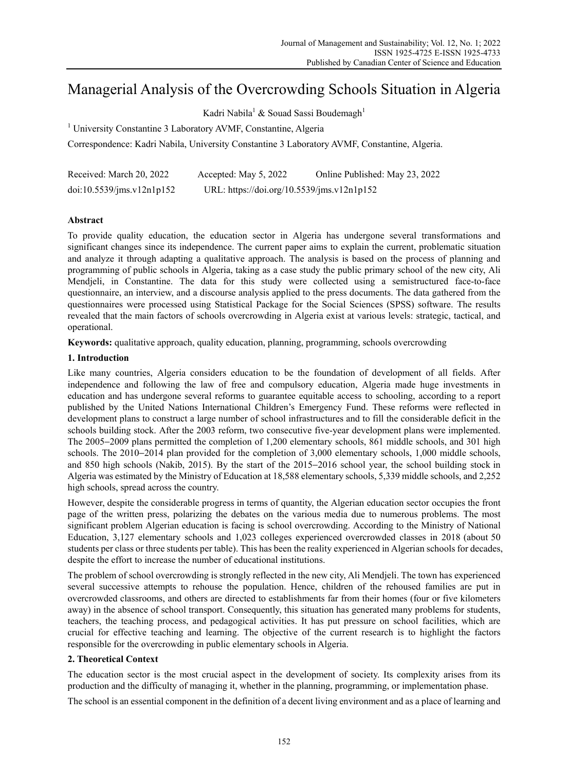# Managerial Analysis of the Overcrowding Schools Situation in Algeria

Kadri Nabila[1] & Souad Sassi Boudemagh[1]

[1] University Constantine 3 Laboratory AVMF, Constantine, Algeria

Correspondence: Kadri Nabila, University Constantine 3 Laboratory AVMF, Constantine, Algeria.

Received: March 20, 2022 Accepted: May 5, 2022 Online Published: May 23, 2022

doi:10.5539/jms.v12n1p152 URL: https://doi.org/10.5539/jms.v12n1p152

## Abstract

To provide quality education, the education sector in Algeria has undergone several transformations and significant changes since its independence. The current paper aims to explain the current, problematic situation and analyze it through adapting a qualitative approach. The analysis is based on the process of planning and programming of public schools in Algeria, taking as a case study the public primary school of the new city, Ali Mendjeli, in Constantine. The data for this study were collected using a semistructured face-to-face questionnaire, an interview, and a discourse analysis applied to the press documents. The data gathered from the questionnaires were processed using Statistical Package for the Social Sciences (SPSS) software. The results revealed that the main factors of schools overcrowding in Algeria exist at various levels: strategic, tactical, and operational.

**Keywords:** qualitative approach, quality education, planning, programming, schools overcrowding

## 1. Introduction

Like many countries, Algeria considers education to be the foundation of development of all fields. After independence and following the law of free and compulsory education, Algeria made huge investments in education and has undergone several reforms to guarantee equitable access to schooling, according to a report published by the United Nations International Children's Emergency Fund. These reforms were reflected in development plans to construct a large number of school infrastructures and to fill the considerable deficit in the schools building stock. After the 2003 reform, two consecutive five-year development plans were implemented. The 2005–2009 plans permitted the completion of 1,200 elementary schools, 861 middle schools, and 301 high schools. The 2010–2014 plan provided for the completion of 3,000 elementary schools, 1,000 middle schools, and 850 high schools (Nakib, 2015). By the start of the 2015–2016 school year, the school building stock in Algeria was estimated by the Ministry of Education at 18,588 elementary schools, 5,339 middle schools, and 2,252 high schools, spread across the country.

However, despite the considerable progress in terms of quantity, the Algerian education sector occupies the front page of the written press, polarizing the debates on the various media due to numerous problems. The most significant problem Algerian education is facing is school overcrowding. According to the Ministry of National Education, 3,127 elementary schools and 1,023 colleges experienced overcrowded classes in 2018 (about 50 students per class or three students per table). This has been the reality experienced in Algerian schools for decades, despite the effort to increase the number of educational institutions.

The problem of school overcrowding is strongly reflected in the new city, Ali Mendjeli. The town has experienced several successive attempts to rehouse the population. Hence, children of the rehoused families are put in overcrowded classrooms, and others are directed to establishments far from their homes (four or five kilometers away) in the absence of school transport. Consequently, this situation has generated many problems for students, teachers, the teaching process, and pedagogical activities. It has put pressure on school facilities, which are crucial for effective teaching and learning. The objective of the current research is to highlight the factors responsible for the overcrowding in public elementary schools in Algeria.

## 2. Theoretical Context

The education sector is the most crucial aspect in the development of society. Its complexity arises from its production and the difficulty of managing it, whether in the planning, programming, or implementation phase.

The school is an essential component in the definition of a decent living environment and as a place of learning and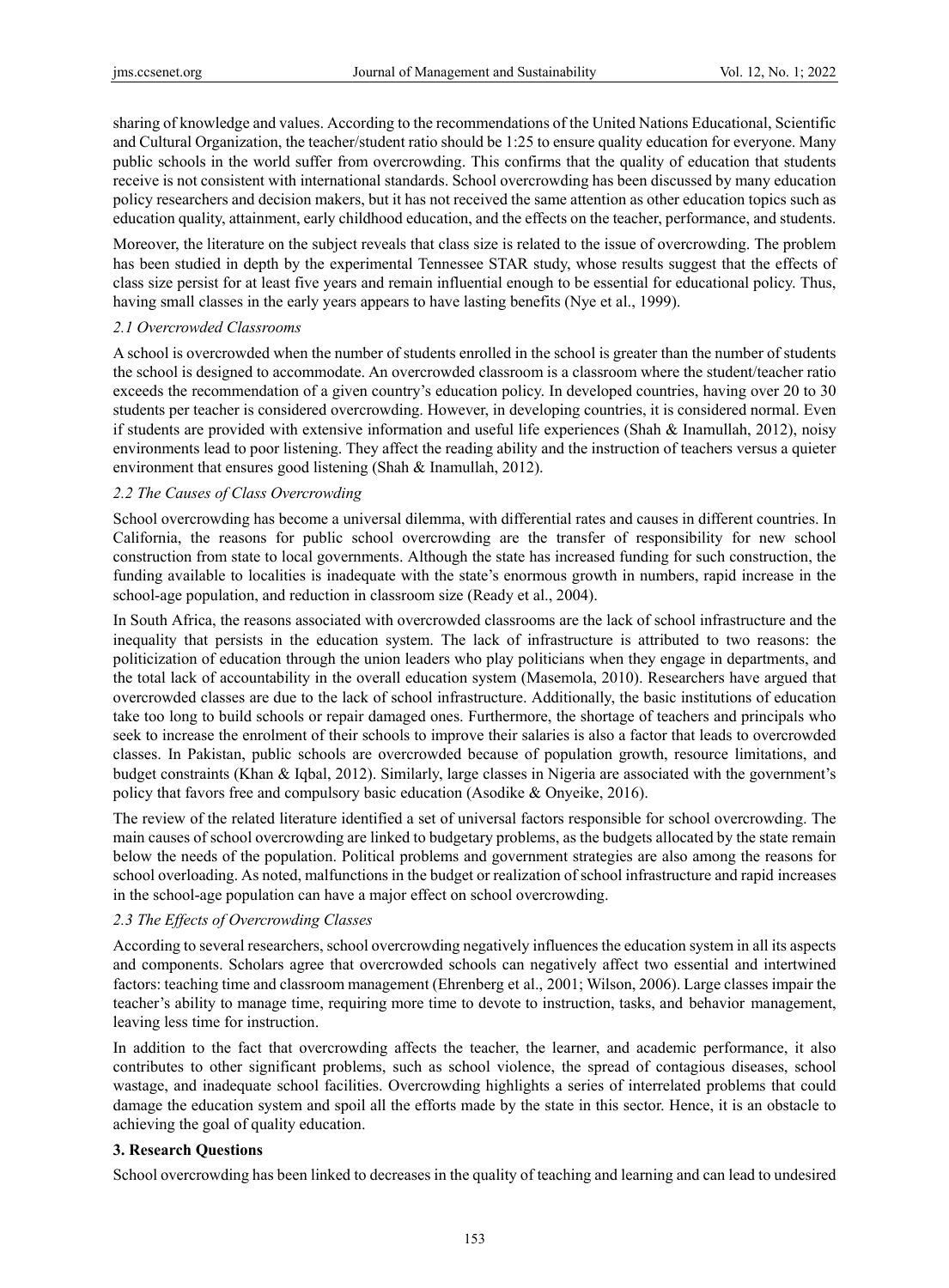sharing of knowledge and values. According to the recommendations of the United Nations Educational, Scientific and Cultural Organization, the teacher/student ratio should be 1:25 to ensure quality education for everyone. Many public schools in the world suffer from overcrowding. This confirms that the quality of education that students receive is not consistent with international standards. School overcrowding has been discussed by many education policy researchers and decision makers, but it has not received the same attention as other education topics such as education quality, attainment, early childhood education, and the effects on the teacher, performance, and students.

Moreover, the literature on the subject reveals that class size is related to the issue of overcrowding. The problem has been studied in depth by the experimental Tennessee STAR study, whose results suggest that the effects of class size persist for at least five years and remain influential enough to be essential for educational policy. Thus, having small classes in the early years appears to have lasting benefits (Nye et al., 1999).

### *2.1 Overcrowded Classrooms*

A school is overcrowded when the number of students enrolled in the school is greater than the number of students the school is designed to accommodate. An overcrowded classroom is a classroom where the student/teacher ratio exceeds the recommendation of a given country's education policy. In developed countries, having over 20 to 30 students per teacher is considered overcrowding. However, in developing countries, it is considered normal. Even if students are provided with extensive information and useful life experiences (Shah & Inamullah, 2012), noisy environments lead to poor listening. They affect the reading ability and the instruction of teachers versus a quieter environment that ensures good listening (Shah & Inamullah, 2012).

### *2.2 The Causes of Class Overcrowding*

School overcrowding has become a universal dilemma, with differential rates and causes in different countries. In California, the reasons for public school overcrowding are the transfer of responsibility for new school construction from state to local governments. Although the state has increased funding for such construction, the funding available to localities is inadequate with the state's enormous growth in numbers, rapid increase in the school-age population, and reduction in classroom size (Ready et al., 2004).

In South Africa, the reasons associated with overcrowded classrooms are the lack of school infrastructure and the inequality that persists in the education system. The lack of infrastructure is attributed to two reasons: the politicization of education through the union leaders who play politicians when they engage in departments, and the total lack of accountability in the overall education system (Masemola, 2010). Researchers have argued that overcrowded classes are due to the lack of school infrastructure. Additionally, the basic institutions of education take too long to build schools or repair damaged ones. Furthermore, the shortage of teachers and principals who seek to increase the enrolment of their schools to improve their salaries is also a factor that leads to overcrowded classes. In Pakistan, public schools are overcrowded because of population growth, resource limitations, and budget constraints (Khan & Iqbal, 2012). Similarly, large classes in Nigeria are associated with the government's policy that favors free and compulsory basic education (Asodike & Onyeike, 2016).

The review of the related literature identified a set of universal factors responsible for school overcrowding. The main causes of school overcrowding are linked to budgetary problems, as the budgets allocated by the state remain below the needs of the population. Political problems and government strategies are also among the reasons for school overloading. As noted, malfunctions in the budget or realization of school infrastructure and rapid increases in the school-age population can have a major effect on school overcrowding.

### *2.3 The Effects of Overcrowding Classes*

According to several researchers, school overcrowding negatively influences the education system in all its aspects and components. Scholars agree that overcrowded schools can negatively affect two essential and intertwined factors: teaching time and classroom management (Ehrenberg et al., 2001; Wilson, 2006). Large classes impair the teacher's ability to manage time, requiring more time to devote to instruction, tasks, and behavior management, leaving less time for instruction.

In addition to the fact that overcrowding affects the teacher, the learner, and academic performance, it also contributes to other significant problems, such as school violence, the spread of contagious diseases, school wastage, and inadequate school facilities. Overcrowding highlights a series of interrelated problems that could damage the education system and spoil all the efforts made by the state in this sector. Hence, it is an obstacle to achieving the goal of quality education.

## 3. Research Questions

School overcrowding has been linked to decreases in the quality of teaching and learning and can lead to undesired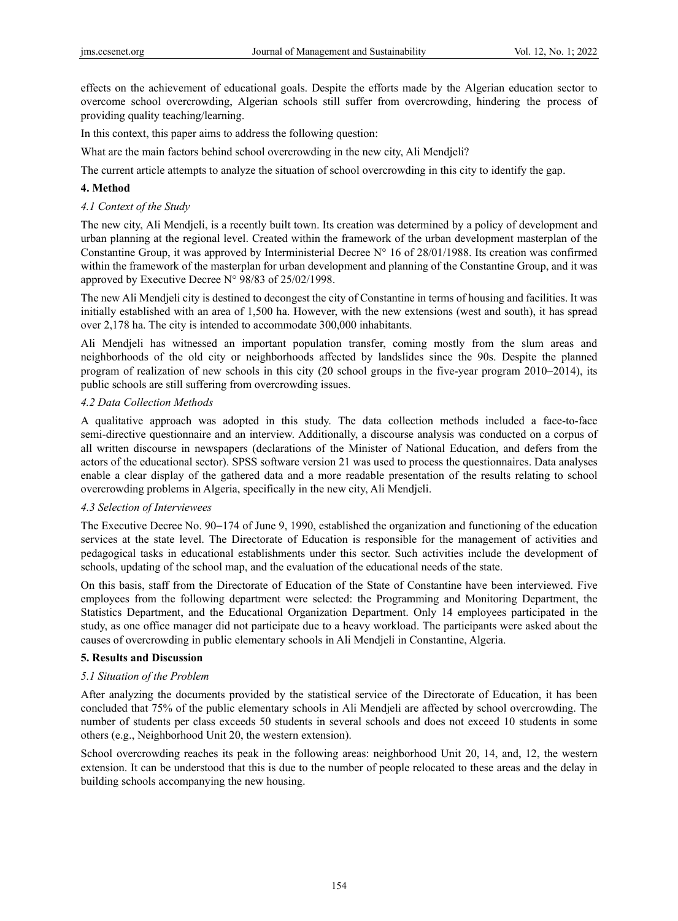effects on the achievement of educational goals. Despite the efforts made by the Algerian education sector to overcome school overcrowding, Algerian schools still suffer from overcrowding, hindering the process of providing quality teaching/learning.

In this context, this paper aims to address the following question:

What are the main factors behind school overcrowding in the new city, Ali Mendjeli?

The current article attempts to analyze the situation of school overcrowding in this city to identify the gap.

## 4. Method

### *4.1 Context of the Study*

The new city, Ali Mendjeli, is a recently built town. Its creation was determined by a policy of development and urban planning at the regional level. Created within the framework of the urban development masterplan of the Constantine Group, it was approved by Interministerial Decree N° 16 of 28/01/1988. Its creation was confirmed within the framework of the masterplan for urban development and planning of the Constantine Group, and it was approved by Executive Decree N° 98/83 of 25/02/1998.

The new Ali Mendjeli city is destined to decongest the city of Constantine in terms of housing and facilities. It was initially established with an area of 1,500 ha. However, with the new extensions (west and south), it has spread over 2,178 ha. The city is intended to accommodate 300,000 inhabitants.

Ali Mendjeli has witnessed an important population transfer, coming mostly from the slum areas and neighborhoods of the old city or neighborhoods affected by landslides since the 90s. Despite the planned program of realization of new schools in this city (20 school groups in the five-year program 2010–2014), its public schools are still suffering from overcrowding issues.

### *4.2 Data Collection Methods*

A qualitative approach was adopted in this study. The data collection methods included a face-to-face semi-directive questionnaire and an interview. Additionally, a discourse analysis was conducted on a corpus of all written discourse in newspapers (declarations of the Minister of National Education, and defers from the actors of the educational sector). SPSS software version 21 was used to process the questionnaires. Data analyses enable a clear display of the gathered data and a more readable presentation of the results relating to school overcrowding problems in Algeria, specifically in the new city, Ali Mendjeli.

### *4.3 Selection of Interviewees*

The Executive Decree No. 90–174 of June 9, 1990, established the organization and functioning of the education services at the state level. The Directorate of Education is responsible for the management of activities and pedagogical tasks in educational establishments under this sector. Such activities include the development of schools, updating of the school map, and the evaluation of the educational needs of the state.

On this basis, staff from the Directorate of Education of the State of Constantine have been interviewed. Five employees from the following department were selected: the Programming and Monitoring Department, the Statistics Department, and the Educational Organization Department. Only 14 employees participated in the study, as one office manager did not participate due to a heavy workload. The participants were asked about the causes of overcrowding in public elementary schools in Ali Mendjeli in Constantine, Algeria.

## 5. Results and Discussion

### *5.1 Situation of the Problem*

After analyzing the documents provided by the statistical service of the Directorate of Education, it has been concluded that 75% of the public elementary schools in Ali Mendjeli are affected by school overcrowding. The number of students per class exceeds 50 students in several schools and does not exceed 10 students in some others (e.g., Neighborhood Unit 20, the western extension).

School overcrowding reaches its peak in the following areas: neighborhood Unit 20, 14, and, 12, the western extension. It can be understood that this is due to the number of people relocated to these areas and the delay in building schools accompanying the new housing.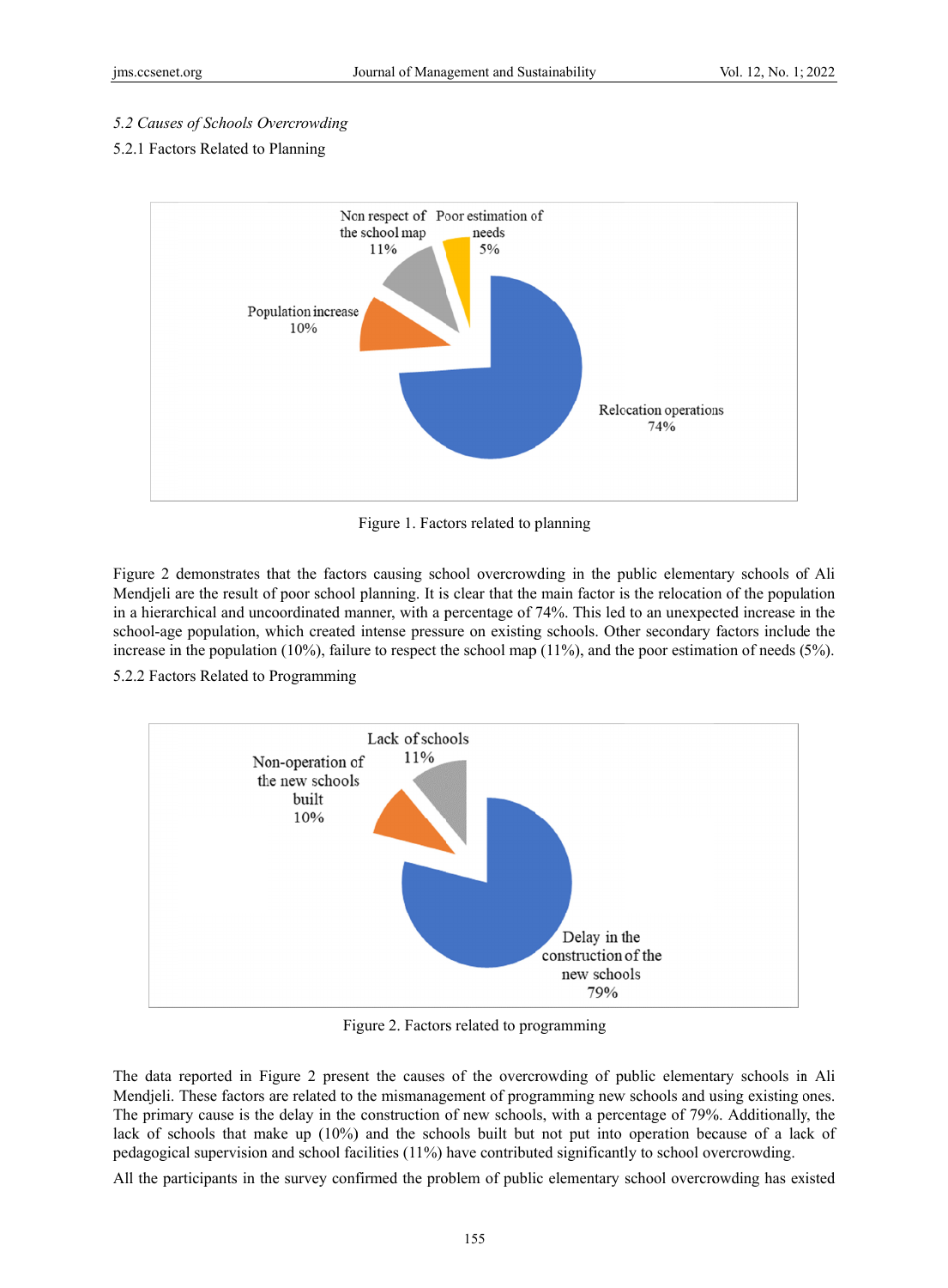*5.2 Causes of Schools Overcrowding*

5.2.1 Factors Related to Planning

Figure 1. Factors related to planning

Figure 2 demonstrates that the factors causing school overcrowding in the public elementary schools of Ali Mendjeli are the result of poor school planning. It is clear that the main factor is the relocation of the population in a hierarchical and uncoordinated manner, with a percentage of 74%. This led to an unexpected increase in the school-age population, which created intense pressure on existing schools. Other secondary factors include the increase in the population (10%), failure to respect the school map (11%), and the poor estimation of needs (5%).

5.2.2 Factors Related to Programming

Figure 2. Factors related to programming

The data reported in Figure 2 present the causes of the overcrowding of public elementary schools in Ali Mendjeli. These factors are related to the mismanagement of programming new schools and using existing ones. The primary cause is the delay in the construction of new schools, with a percentage of 79%. Additionally, the lack of schools that make up (10%) and the schools built but not put into operation because of a lack of pedagogical supervision and school facilities (11%) have contributed significantly to school overcrowding.

All the participants in the survey confirmed the problem of public elementary school overcrowding has existed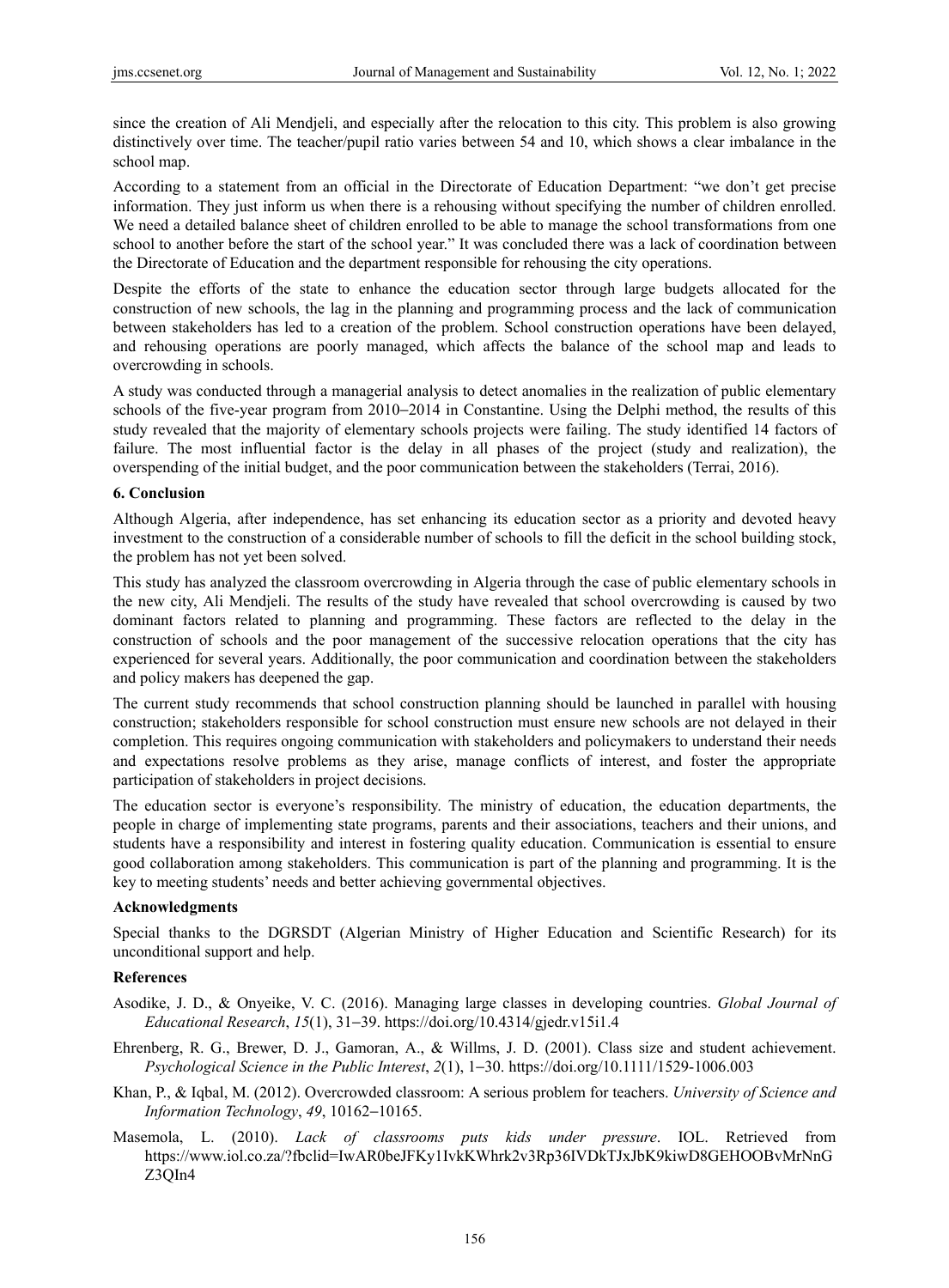since the creation of Ali Mendjeli, and especially after the relocation to this city. This problem is also growing distinctively over time. The teacher/pupil ratio varies between 54 and 10, which shows a clear imbalance in the school map.

According to a statement from an official in the Directorate of Education Department: "we don't get precise information. They just inform us when there is a rehousing without specifying the number of children enrolled. We need a detailed balance sheet of children enrolled to be able to manage the school transformations from one school to another before the start of the school year." It was concluded there was a lack of coordination between the Directorate of Education and the department responsible for rehousing the city operations.

Despite the efforts of the state to enhance the education sector through large budgets allocated for the construction of new schools, the lag in the planning and programming process and the lack of communication between stakeholders has led to a creation of the problem. School construction operations have been delayed, and rehousing operations are poorly managed, which affects the balance of the school map and leads to overcrowding in schools.

A study was conducted through a managerial analysis to detect anomalies in the realization of public elementary schools of the five-year program from 2010–2014 in Constantine. Using the Delphi method, the results of this study revealed that the majority of elementary schools projects were failing. The study identified 14 factors of failure. The most influential factor is the delay in all phases of the project (study and realization), the overspending of the initial budget, and the poor communication between the stakeholders (Terrai, 2016).

## 6. Conclusion

Although Algeria, after independence, has set enhancing its education sector as a priority and devoted heavy investment to the construction of a considerable number of schools to fill the deficit in the school building stock, the problem has not yet been solved.

This study has analyzed the classroom overcrowding in Algeria through the case of public elementary schools in the new city, Ali Mendjeli. The results of the study have revealed that school overcrowding is caused by two dominant factors related to planning and programming. These factors are reflected to the delay in the construction of schools and the poor management of the successive relocation operations that the city has experienced for several years. Additionally, the poor communication and coordination between the stakeholders and policy makers has deepened the gap.

The current study recommends that school construction planning should be launched in parallel with housing construction; stakeholders responsible for school construction must ensure new schools are not delayed in their completion. This requires ongoing communication with stakeholders and policymakers to understand their needs and expectations resolve problems as they arise, manage conflicts of interest, and foster the appropriate participation of stakeholders in project decisions.

The education sector is everyone's responsibility. The ministry of education, the education departments, the people in charge of implementing state programs, parents and their associations, teachers and their unions, and students have a responsibility and interest in fostering quality education. Communication is essential to ensure good collaboration among stakeholders. This communication is part of the planning and programming. It is the key to meeting students' needs and better achieving governmental objectives.

## Acknowledgments

Special thanks to the DGRSDT (Algerian Ministry of Higher Education and Scientific Research) for its unconditional support and help.

## References

Asodike, J. D., & Onyeike, V. C. (2016). Managing large classes in developing countries. *Global Journal of Educational Research*, *15*(1), 31–39. https://doi.org/10.4314/gjedr.v15i1.4

Ehrenberg, R. G., Brewer, D. J., Gamoran, A., & Willms, J. D. (2001). Class size and student achievement. *Psychological Science in the Public Interest*, *2*(1), 1–30. https://doi.org/10.1111/1529-1006.003

Khan, P., & Iqbal, M. (2012). Overcrowded classroom: A serious problem for teachers. *University of Science and Information Technology*, *49*, 10162–10165.

Masemola, L. (2010). *Lack of classrooms puts kids under pressure*. IOL. Retrieved from https://www.iol.co.za/?fbclid=IwAR0beJFKy1IvkKWhrk2v3Rp36IVDkTJxJbK9kiwD8GEHOOBvMrNnGZ3QIn4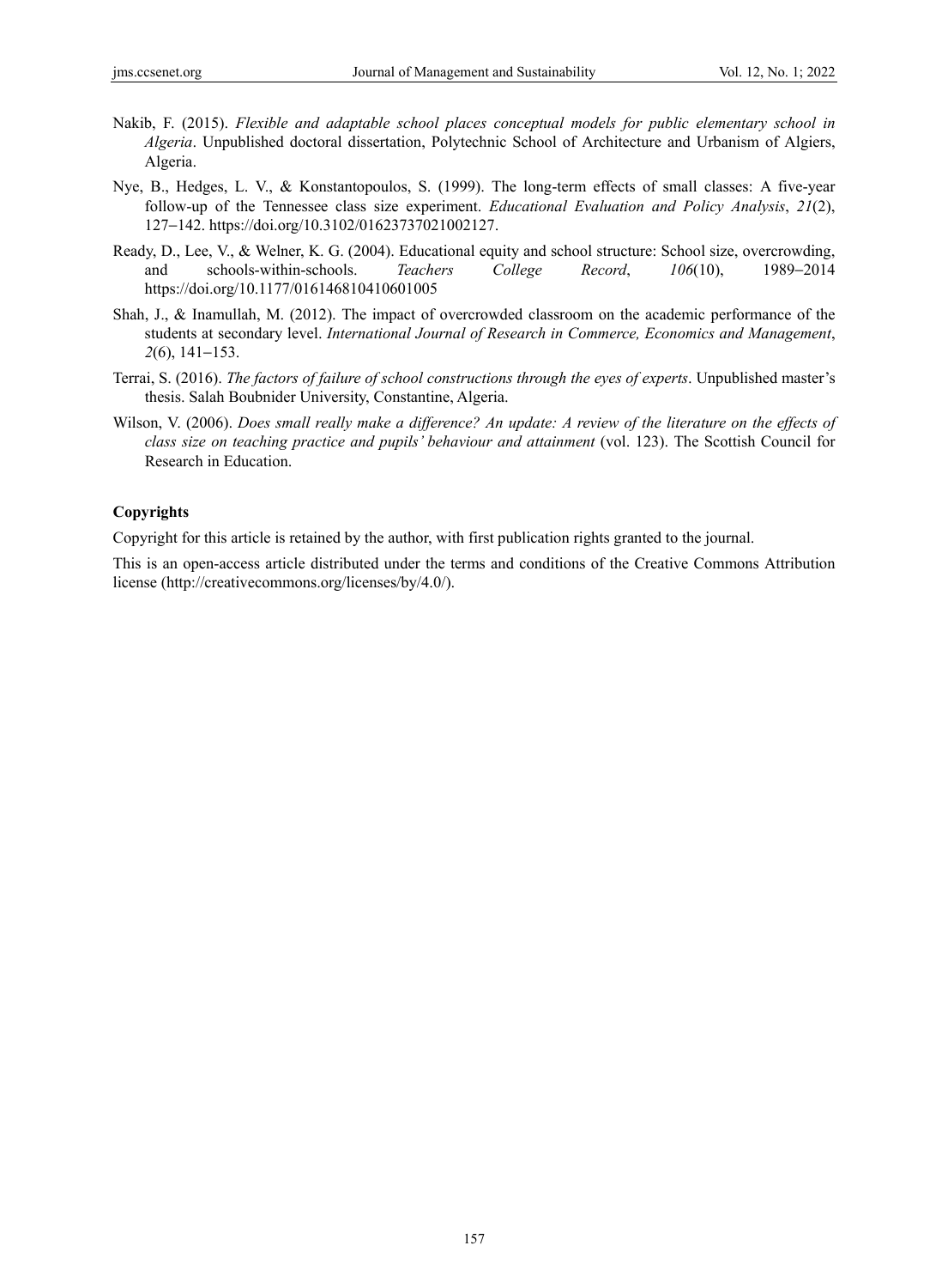Nakib, F. (2015). *Flexible and adaptable school places conceptual models for public elementary school in Algeria*. Unpublished doctoral dissertation, Polytechnic School of Architecture and Urbanism of Algiers, Algeria.

Nye, B., Hedges, L. V., & Konstantopoulos, S. (1999). The long-term effects of small classes: A five-year follow-up of the Tennessee class size experiment. *Educational Evaluation and Policy Analysis*, *21*(2), 127‒142. https://doi.org/10.3102/01623737021002127.

Ready, D., Lee, V., & Welner, K. G. (2004). Educational equity and school structure: School size, overcrowding, and schools-within-schools. *Teachers College Record*, *106*(10), 1989‒2014 https://doi.org/10.1177/016146810410601005

Shah, J., & Inamullah, M. (2012). The impact of overcrowded classroom on the academic performance of the students at secondary level. *International Journal of Research in Commerce, Economics and Management*, *2*(6), 141‒153.

Terrai, S. (2016). *The factors of failure of school constructions through the eyes of experts*. Unpublished master's thesis. Salah Boubnider University, Constantine, Algeria.

Wilson, V. (2006). *Does small really make a difference? An update: A review of the literature on the effects of class size on teaching practice and pupils' behaviour and attainment* (vol. 123). The Scottish Council for Research in Education.

## Copyrights

Copyright for this article is retained by the author, with first publication rights granted to the journal.

This is an open-access article distributed under the terms and conditions of the Creative Commons Attribution license (http://creativecommons.org/licenses/by/4.0/).